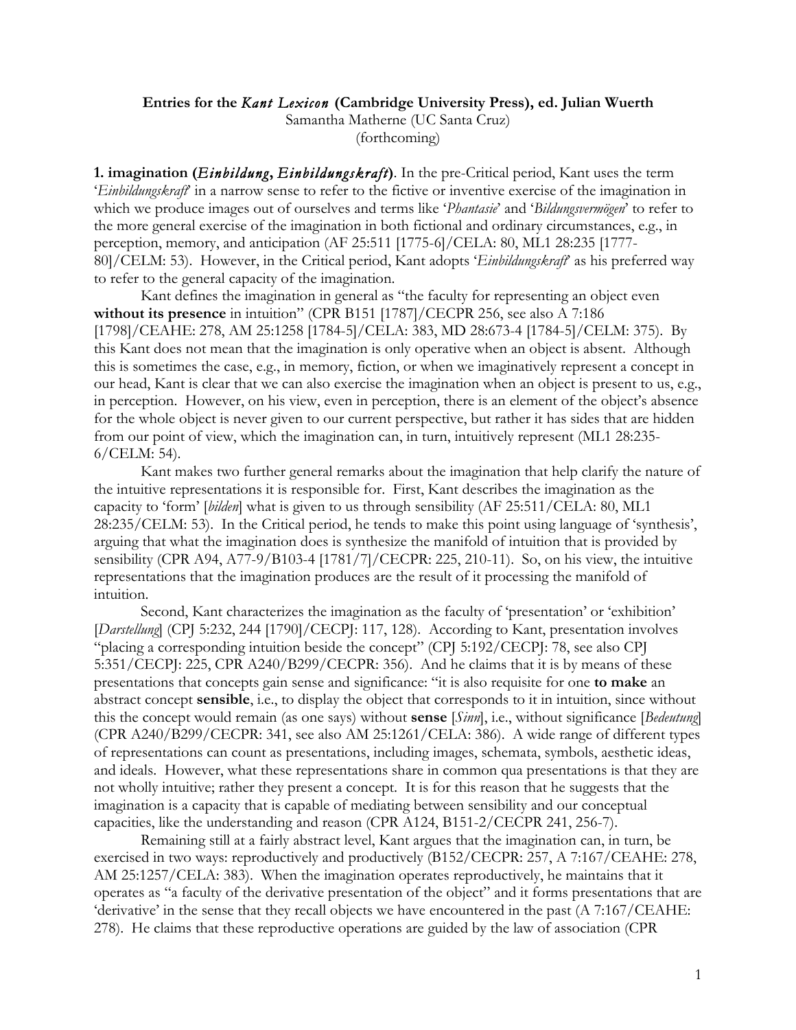**Entries for the *Kant Lexicon* (Cambridge University Press), ed. Julian Wuerth**

Samantha Matherne (UC Santa Cruz)

(forthcoming)

**1. imagination (*Einbildung*, *Einbildungskraft*)**. In the pre-Critical period, Kant uses the term '*Einbildungskraft*' in a narrow sense to refer to the fictive or inventive exercise of the imagination in which we produce images out of ourselves and terms like '*Phantasie*' and '*Bildungsvermögen*' to refer to the more general exercise of the imagination in both fictional and ordinary circumstances, e.g., in perception, memory, and anticipation (AF 25:511 [1775-6]/CELA: 80, ML1 28:235 [1777-80]/CELM: 53). However, in the Critical period, Kant adopts '*Einbildungskraft*' as his preferred way to refer to the general capacity of the imagination.

Kant defines the imagination in general as "the faculty for representing an object even **without its presence** in intuition" (CPR B151 [1787]/CECPR 256, see also A 7:186 [1798]/CEAHE: 278, AM 25:1258 [1784-5]/CELA: 383, MD 28:673-4 [1784-5]/CELM: 375). By this Kant does not mean that the imagination is only operative when an object is absent. Although this is sometimes the case, e.g., in memory, fiction, or when we imaginatively represent a concept in our head, Kant is clear that we can also exercise the imagination when an object is present to us, e.g., in perception. However, on his view, even in perception, there is an element of the object's absence for the whole object is never given to our current perspective, but rather it has sides that are hidden from our point of view, which the imagination can, in turn, intuitively represent (ML1 28:235-6/CELM: 54).

Kant makes two further general remarks about the imagination that help clarify the nature of the intuitive representations it is responsible for. First, Kant describes the imagination as the capacity to 'form' [*bilden*] what is given to us through sensibility (AF 25:511/CELA: 80, ML1 28:235/CELM: 53). In the Critical period, he tends to make this point using language of 'synthesis', arguing that what the imagination does is synthesize the manifold of intuition that is provided by sensibility (CPR A94, A77-9/B103-4 [1781/7]/CECPR: 225, 210-11). So, on his view, the intuitive representations that the imagination produces are the result of it processing the manifold of intuition.

Second, Kant characterizes the imagination as the faculty of 'presentation' or 'exhibition' [*Darstellung*] (CPJ 5:232, 244 [1790]/CECPJ: 117, 128). According to Kant, presentation involves "placing a corresponding intuition beside the concept" (CPJ 5:192/CECPJ: 78, see also CPJ 5:351/CECPJ: 225, CPR A240/B299/CECPR: 356). And he claims that it is by means of these presentations that concepts gain sense and significance: "it is also requisite for one **to make** an abstract concept **sensible**, i.e., to display the object that corresponds to it in intuition, since without this the concept would remain (as one says) without **sense** [*Sinn*], i.e., without significance [*Bedeutung*] (CPR A240/B299/CECPR: 341, see also AM 25:1261/CELA: 386). A wide range of different types of representations can count as presentations, including images, schemata, symbols, aesthetic ideas, and ideals. However, what these representations share in common qua presentations is that they are not wholly intuitive; rather they present a concept. It is for this reason that he suggests that the imagination is a capacity that is capable of mediating between sensibility and our conceptual capacities, like the understanding and reason (CPR A124, B151-2/CECPR 241, 256-7).

Remaining still at a fairly abstract level, Kant argues that the imagination can, in turn, be exercised in two ways: reproductively and productively (B152/CECPR: 257, A 7:167/CEAHE: 278, AM 25:1257/CELA: 383). When the imagination operates reproductively, he maintains that it operates as "a faculty of the derivative presentation of the object" and it forms presentations that are 'derivative' in the sense that they recall objects we have encountered in the past (A 7:167/CEAHE: 278). He claims that these reproductive operations are guided by the law of association (CPR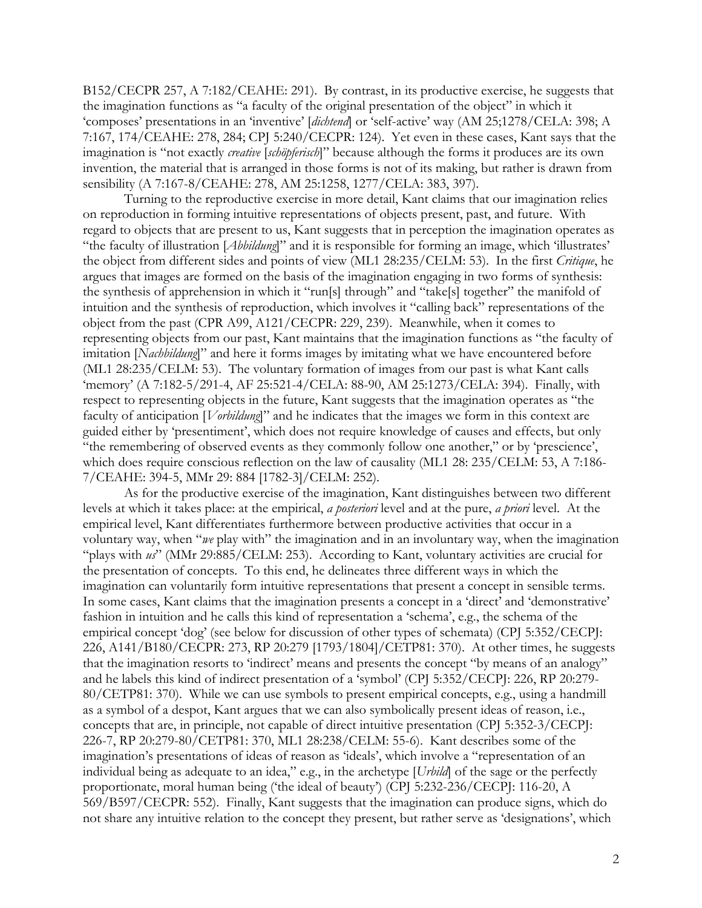B152/CECPR 257, A 7:182/CEAHE: 291). By contrast, in its productive exercise, he suggests that the imagination functions as "a faculty of the original presentation of the object" in which it 'composes' presentations in an 'inventive' [*dichtend*] or 'self-active' way (AM 25;1278/CELA: 398; A 7:167, 174/CEAHE: 278, 284; CPJ 5:240/CECPR: 124). Yet even in these cases, Kant says that the imagination is "not exactly *creative* [*schöpferisch*]" because although the forms it produces are its own invention, the material that is arranged in those forms is not of its making, but rather is drawn from sensibility (A 7:167-8/CEAHE: 278, AM 25:1258, 1277/CELA: 383, 397).

Turning to the reproductive exercise in more detail, Kant claims that our imagination relies on reproduction in forming intuitive representations of objects present, past, and future. With regard to objects that are present to us, Kant suggests that in perception the imagination operates as "the faculty of illustration [*Abbildung*]" and it is responsible for forming an image, which 'illustrates' the object from different sides and points of view (ML1 28:235/CELM: 53). In the first *Critique*, he argues that images are formed on the basis of the imagination engaging in two forms of synthesis: the synthesis of apprehension in which it "run[s] through" and "take[s] together" the manifold of intuition and the synthesis of reproduction, which involves it "calling back" representations of the object from the past (CPR A99, A121/CECPR: 229, 239). Meanwhile, when it comes to representing objects from our past, Kant maintains that the imagination functions as "the faculty of imitation [*Nachbildung*]" and here it forms images by imitating what we have encountered before (ML1 28:235/CELM: 53). The voluntary formation of images from our past is what Kant calls 'memory' (A 7:182-5/291-4, AF 25:521-4/CELA: 88-90, AM 25:1273/CELA: 394). Finally, with respect to representing objects in the future, Kant suggests that the imagination operates as "the faculty of anticipation [*Vorbildung*]" and he indicates that the images we form in this context are guided either by 'presentiment', which does not require knowledge of causes and effects, but only "the remembering of observed events as they commonly follow one another," or by 'prescience', which does require conscious reflection on the law of causality (ML1 28: 235/CELM: 53, A 7:186-7/CEAHE: 394-5, MMr 29: 884 [1782-3]/CELM: 252).

As for the productive exercise of the imagination, Kant distinguishes between two different levels at which it takes place: at the empirical, *a posteriori* level and at the pure, *a priori* level. At the empirical level, Kant differentiates furthermore between productive activities that occur in a voluntary way, when "*we* play with" the imagination and in an involuntary way, when the imagination "plays with *us*" (MMr 29:885/CELM: 253). According to Kant, voluntary activities are crucial for the presentation of concepts. To this end, he delineates three different ways in which the imagination can voluntarily form intuitive representations that present a concept in sensible terms. In some cases, Kant claims that the imagination presents a concept in a 'direct' and 'demonstrative' fashion in intuition and he calls this kind of representation a 'schema', e.g., the schema of the empirical concept 'dog' (see below for discussion of other types of schemata) (CPJ 5:352/CECPJ: 226, A141/B180/CECPR: 273, RP 20:279 [1793/1804]/CETP81: 370). At other times, he suggests that the imagination resorts to 'indirect' means and presents the concept "by means of an analogy" and he labels this kind of indirect presentation of a 'symbol' (CPJ 5:352/CECPJ: 226, RP 20:279-80/CETP81: 370). While we can use symbols to present empirical concepts, e.g., using a handmill as a symbol of a despot, Kant argues that we can also symbolically present ideas of reason, i.e., concepts that are, in principle, not capable of direct intuitive presentation (CPJ 5:352-3/CECPJ: 226-7, RP 20:279-80/CETP81: 370, ML1 28:238/CELM: 55-6). Kant describes some of the imagination's presentations of ideas of reason as 'ideals', which involve a "representation of an individual being as adequate to an idea," e.g., in the archetype [*Urbild*] of the sage or the perfectly proportionate, moral human being ('the ideal of beauty') (CPJ 5:232-236/CECPJ: 116-20, A 569/B597/CECPR: 552). Finally, Kant suggests that the imagination can produce signs, which do not share any intuitive relation to the concept they present, but rather serve as 'designations', which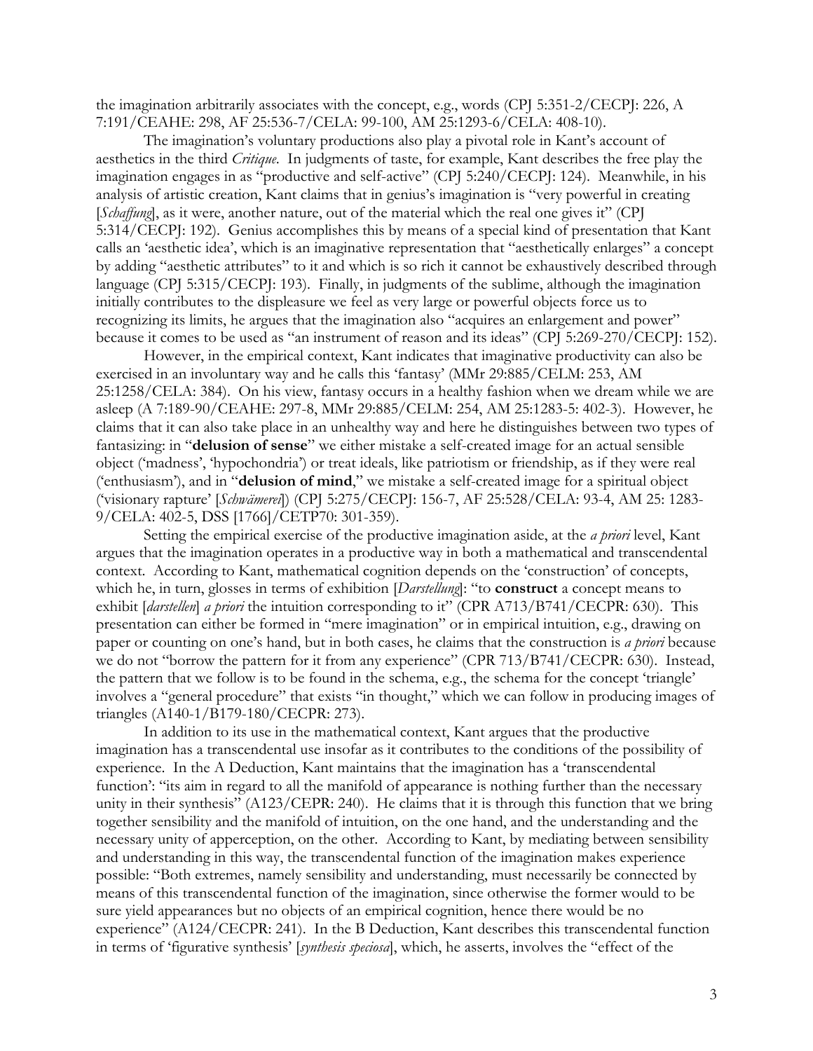the imagination arbitrarily associates with the concept, e.g., words (CPJ 5:351-2/CECPJ: 226, A 7:191/CEAHE: 298, AF 25:536-7/CELA: 99-100, AM 25:1293-6/CELA: 408-10).

The imagination's voluntary productions also play a pivotal role in Kant's account of aesthetics in the third *Critique*. In judgments of taste, for example, Kant describes the free play the imagination engages in as "productive and self-active" (CPJ 5:240/CECPJ: 124). Meanwhile, in his analysis of artistic creation, Kant claims that in genius's imagination is "very powerful in creating [*Schaffung*], as it were, another nature, out of the material which the real one gives it" (CPJ 5:314/CECPJ: 192). Genius accomplishes this by means of a special kind of presentation that Kant calls an 'aesthetic idea', which is an imaginative representation that "aesthetically enlarges" a concept by adding "aesthetic attributes" to it and which is so rich it cannot be exhaustively described through language (CPJ 5:315/CECPJ: 193). Finally, in judgments of the sublime, although the imagination initially contributes to the displeasure we feel as very large or powerful objects force us to recognizing its limits, he argues that the imagination also "acquires an enlargement and power" because it comes to be used as "an instrument of reason and its ideas" (CPJ 5:269-270/CECPJ: 152).

However, in the empirical context, Kant indicates that imaginative productivity can also be exercised in an involuntary way and he calls this 'fantasy' (MMr 29:885/CELM: 253, AM 25:1258/CELA: 384). On his view, fantasy occurs in a healthy fashion when we dream while we are asleep (A 7:189-90/CEAHE: 297-8, MMr 29:885/CELM: 254, AM 25:1283-5: 402-3). However, he claims that it can also take place in an unhealthy way and here he distinguishes between two types of fantasizing: in "**delusion of sense**" we either mistake a self-created image for an actual sensible object ('madness', 'hypochondria') or treat ideals, like patriotism or friendship, as if they were real ('enthusiasm'), and in "**delusion of mind**," we mistake a self-created image for a spiritual object ('visionary rapture' [*Schwämerei*]) (CPJ 5:275/CECPJ: 156-7, AF 25:528/CELA: 93-4, AM 25: 1283-9/CELA: 402-5, DSS [1766]/CETP70: 301-359).

Setting the empirical exercise of the productive imagination aside, at the *a priori* level, Kant argues that the imagination operates in a productive way in both a mathematical and transcendental context. According to Kant, mathematical cognition depends on the 'construction' of concepts, which he, in turn, glosses in terms of exhibition [*Darstellung*]: "to **construct** a concept means to exhibit [*darstellen*] *a priori* the intuition corresponding to it" (CPR A713/B741/CECPR: 630). This presentation can either be formed in "mere imagination" or in empirical intuition, e.g., drawing on paper or counting on one's hand, but in both cases, he claims that the construction is *a priori* because we do not "borrow the pattern for it from any experience" (CPR 713/B741/CECPR: 630). Instead, the pattern that we follow is to be found in the schema, e.g., the schema for the concept 'triangle' involves a "general procedure" that exists "in thought," which we can follow in producing images of triangles (A140-1/B179-180/CECPR: 273).

In addition to its use in the mathematical context, Kant argues that the productive imagination has a transcendental use insofar as it contributes to the conditions of the possibility of experience. In the A Deduction, Kant maintains that the imagination has a 'transcendental function': "its aim in regard to all the manifold of appearance is nothing further than the necessary unity in their synthesis" (A123/CEPR: 240). He claims that it is through this function that we bring together sensibility and the manifold of intuition, on the one hand, and the understanding and the necessary unity of apperception, on the other. According to Kant, by mediating between sensibility and understanding in this way, the transcendental function of the imagination makes experience possible: "Both extremes, namely sensibility and understanding, must necessarily be connected by means of this transcendental function of the imagination, since otherwise the former would to be sure yield appearances but no objects of an empirical cognition, hence there would be no experience" (A124/CECPR: 241). In the B Deduction, Kant describes this transcendental function in terms of 'figurative synthesis' [*synthesis speciosa*], which, he asserts, involves the "effect of the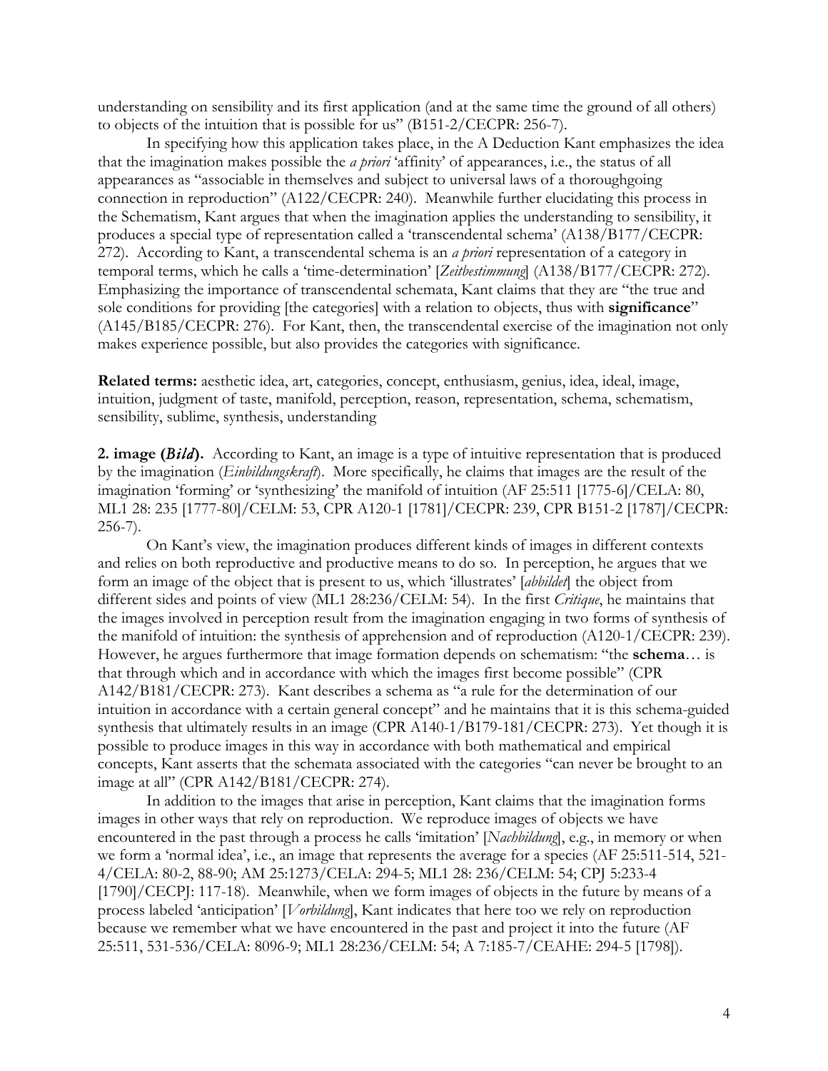understanding on sensibility and its first application (and at the same time the ground of all others) to objects of the intuition that is possible for us" (B151-2/CECPR: 256-7).

In specifying how this application takes place, in the A Deduction Kant emphasizes the idea that the imagination makes possible the *a priori* 'affinity' of appearances, i.e., the status of all appearances as "associable in themselves and subject to universal laws of a thoroughgoing connection in reproduction" (A122/CECPR: 240). Meanwhile further elucidating this process in the Schematism, Kant argues that when the imagination applies the understanding to sensibility, it produces a special type of representation called a 'transcendental schema' (A138/B177/CECPR: 272). According to Kant, a transcendental schema is an *a priori* representation of a category in temporal terms, which he calls a 'time-determination' [*Zeitbestimmung*] (A138/B177/CECPR: 272). Emphasizing the importance of transcendental schemata, Kant claims that they are "the true and sole conditions for providing [the categories] with a relation to objects, thus with **significance**" (A145/B185/CECPR: 276). For Kant, then, the transcendental exercise of the imagination not only makes experience possible, but also provides the categories with significance.

**Related terms:** aesthetic idea, art, categories, concept, enthusiasm, genius, idea, ideal, image, intuition, judgment of taste, manifold, perception, reason, representation, schema, schematism, sensibility, sublime, synthesis, understanding

**2. image (*Bild*).** According to Kant, an image is a type of intuitive representation that is produced by the imagination (*Einbildungskraft*). More specifically, he claims that images are the result of the imagination 'forming' or 'synthesizing' the manifold of intuition (AF 25:511 [1775-6]/CELA: 80, ML1 28: 235 [1777-80]/CELM: 53, CPR A120-1 [1781]/CECPR: 239, CPR B151-2 [1787]/CECPR: 256-7).

On Kant's view, the imagination produces different kinds of images in different contexts and relies on both reproductive and productive means to do so. In perception, he argues that we form an image of the object that is present to us, which 'illustrates' [*abbildet*] the object from different sides and points of view (ML1 28:236/CELM: 54). In the first *Critique*, he maintains that the images involved in perception result from the imagination engaging in two forms of synthesis of the manifold of intuition: the synthesis of apprehension and of reproduction (A120-1/CECPR: 239). However, he argues furthermore that image formation depends on schematism: "the **schema**… is that through which and in accordance with which the images first become possible" (CPR A142/B181/CECPR: 273). Kant describes a schema as "a rule for the determination of our intuition in accordance with a certain general concept" and he maintains that it is this schema-guided synthesis that ultimately results in an image (CPR A140-1/B179-181/CECPR: 273). Yet though it is possible to produce images in this way in accordance with both mathematical and empirical concepts, Kant asserts that the schemata associated with the categories "can never be brought to an image at all" (CPR A142/B181/CECPR: 274).

In addition to the images that arise in perception, Kant claims that the imagination forms images in other ways that rely on reproduction. We reproduce images of objects we have encountered in the past through a process he calls 'imitation' [*Nachbildung*], e.g., in memory or when we form a 'normal idea', i.e., an image that represents the average for a species (AF 25:511-514, 521-4/CELA: 80-2, 88-90; AM 25:1273/CELA: 294-5; ML1 28: 236/CELM: 54; CPJ 5:233-4 [1790]/CECPJ: 117-18). Meanwhile, when we form images of objects in the future by means of a process labeled 'anticipation' [*Vorbildung*], Kant indicates that here too we rely on reproduction because we remember what we have encountered in the past and project it into the future (AF 25:511, 531-536/CELA: 8096-9; ML1 28:236/CELM: 54; A 7:185-7/CEAHE: 294-5 [1798]).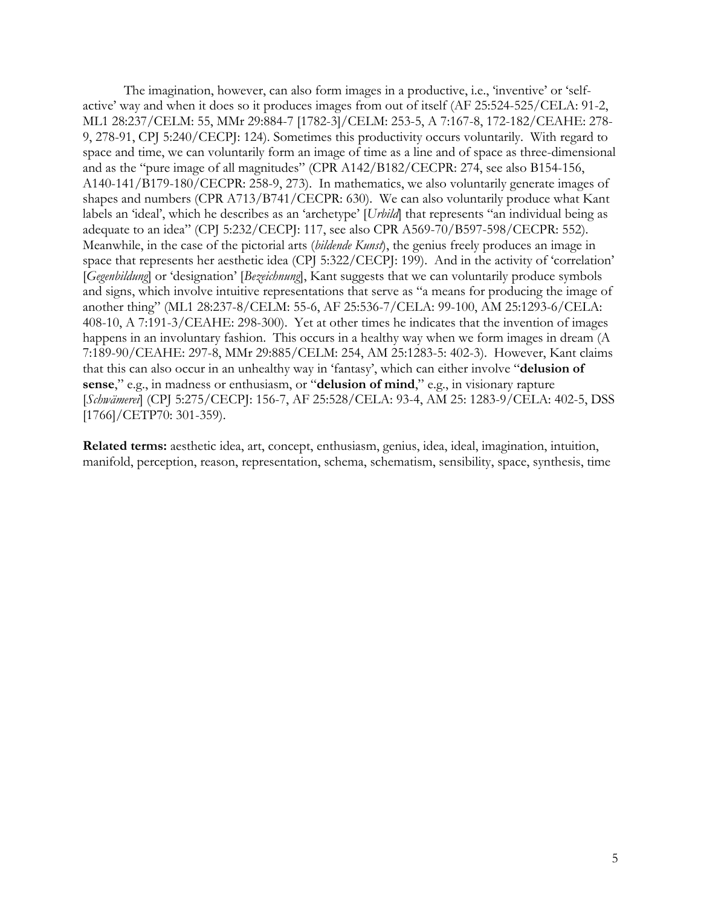The imagination, however, can also form images in a productive, i.e., 'inventive' or 'self-active' way and when it does so it produces images from out of itself (AF 25:524-525/CELA: 91-2, ML1 28:237/CELM: 55, MMr 29:884-7 [1782-3]/CELM: 253-5, A 7:167-8, 172-182/CEAHE: 278-9, 278-91, CPJ 5:240/CECPJ: 124). Sometimes this productivity occurs voluntarily. With regard to space and time, we can voluntarily form an image of time as a line and of space as three-dimensional and as the "pure image of all magnitudes" (CPR A142/B182/CECPR: 274, see also B154-156, A140-141/B179-180/CECPR: 258-9, 273). In mathematics, we also voluntarily generate images of shapes and numbers (CPR A713/B741/CECPR: 630). We can also voluntarily produce what Kant labels an 'ideal', which he describes as an 'archetype' [*Urbild*] that represents "an individual being as adequate to an idea" (CPJ 5:232/CECPJ: 117, see also CPR A569-70/B597-598/CECPR: 552). Meanwhile, in the case of the pictorial arts (*bildende Kunst*), the genius freely produces an image in space that represents her aesthetic idea (CPJ 5:322/CECPJ: 199). And in the activity of 'correlation' [*Gegenbildung*] or 'designation' [*Bezeichnung*], Kant suggests that we can voluntarily produce symbols and signs, which involve intuitive representations that serve as "a means for producing the image of another thing" (ML1 28:237-8/CELM: 55-6, AF 25:536-7/CELA: 99-100, AM 25:1293-6/CELA: 408-10, A 7:191-3/CEAHE: 298-300). Yet at other times he indicates that the invention of images happens in an involuntary fashion. This occurs in a healthy way when we form images in dream (A 7:189-90/CEAHE: 297-8, MMr 29:885/CELM: 254, AM 25:1283-5: 402-3). However, Kant claims that this can also occur in an unhealthy way in 'fantasy', which can either involve "**delusion of sense**," e.g., in madness or enthusiasm, or "**delusion of mind**," e.g., in visionary rapture [*Schwämerei*] (CPJ 5:275/CECPJ: 156-7, AF 25:528/CELA: 93-4, AM 25: 1283-9/CELA: 402-5, DSS [1766]/CETP70: 301-359).

**Related terms:** aesthetic idea, art, concept, enthusiasm, genius, idea, ideal, imagination, intuition, manifold, perception, reason, representation, schema, schematism, sensibility, space, synthesis, time